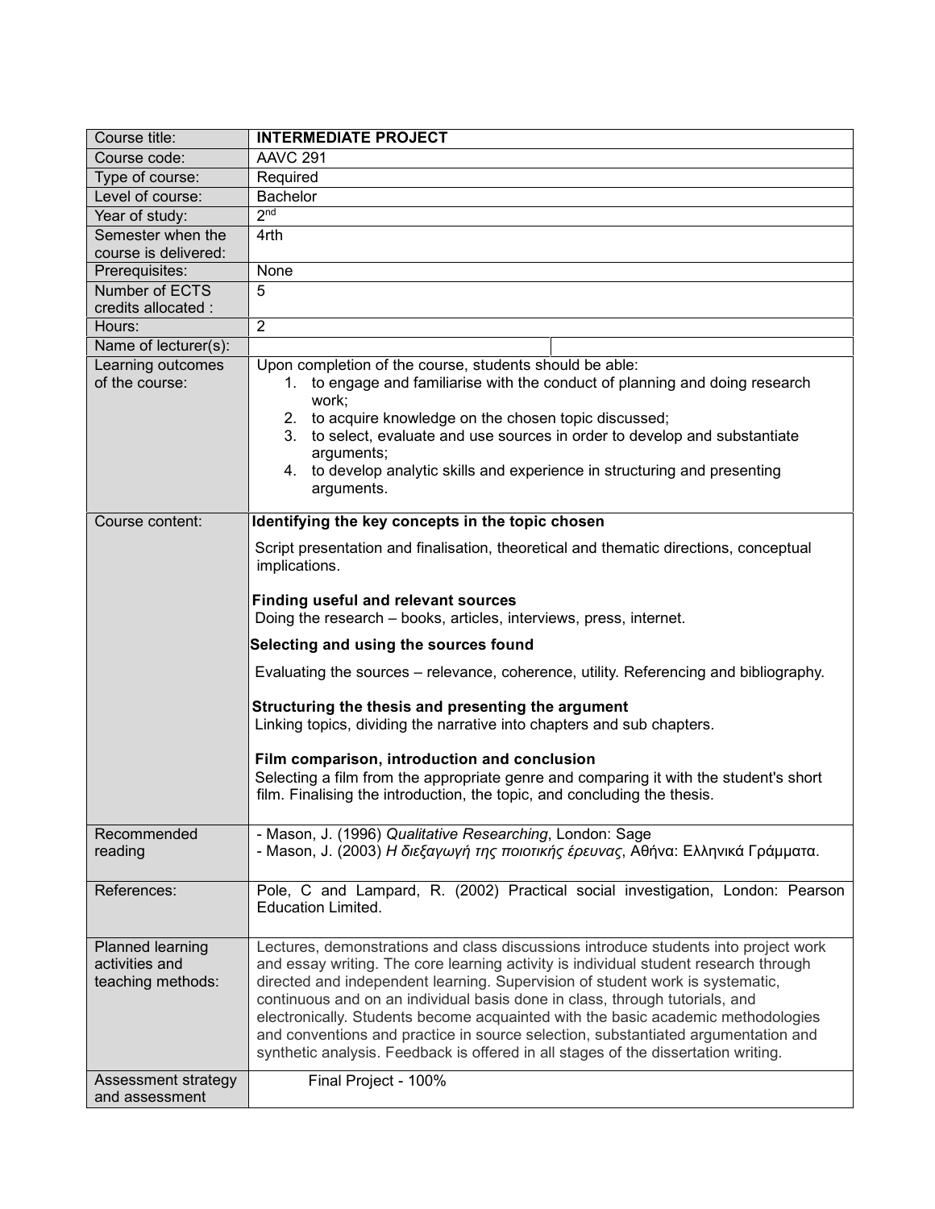| Course title: | **INTERMEDIATE PROJECT** |
|---|---|
| Course code: | AAVC 291 |
| Type of course: | Required |
| Level of course: | Bachelor |
| Year of study: | 2nd |
| Semester when the course is delivered: | 4rth |
| Prerequisites: | None |
| Number of ECTS credits allocated : | 5 |
| Hours: | 2 |
| Name of lecturer(s): | |
| Learning outcomes of the course: | Upon completion of the course, students should be able:<br>1. to engage and familiarise with the conduct of planning and doing research work;<br>2. to acquire knowledge on the chosen topic discussed;<br>3. to select, evaluate and use sources in order to develop and substantiate arguments;<br>4. to develop analytic skills and experience in structuring and presenting arguments. |
| Course content: | **Identifying the key concepts in the topic chosen**<br>Script presentation and finalisation, theoretical and thematic directions, conceptual implications.<br>**Finding useful and relevant sources**<br>Doing the research – books, articles, interviews, press, internet.<br>**Selecting and using the sources found**<br>Evaluating the sources – relevance, coherence, utility. Referencing and bibliography.<br>**Structuring the thesis and presenting the argument**<br>Linking topics, dividing the narrative into chapters and sub chapters.<br>**Film comparison, introduction and conclusion**<br>Selecting a film from the appropriate genre and comparing it with the student's short film. Finalising the introduction, the topic, and concluding the thesis. |
| Recommended reading | - Mason, J. (1996) *Qualitative Researching*, London: Sage<br>- Mason, J. (2003) *Η διεξαγωγή της ποιοτικής έρευνας*, Αθήνα: Ελληνικά Γράμματα. |
| References: | Pole, C and Lampard, R. (2002) Practical social investigation, London: Pearson Education Limited. |
| Planned learning activities and teaching methods: | Lectures, demonstrations and class discussions introduce students into project work and essay writing. The core learning activity is individual student research through directed and independent learning. Supervision of student work is systematic, continuous and on an individual basis done in class, through tutorials, and electronically. Students become acquainted with the basic academic methodologies and conventions and practice in source selection, substantiated argumentation and synthetic analysis. Feedback is offered in all stages of the dissertation writing. |
| Assessment strategy and assessment | Final Project - 100% |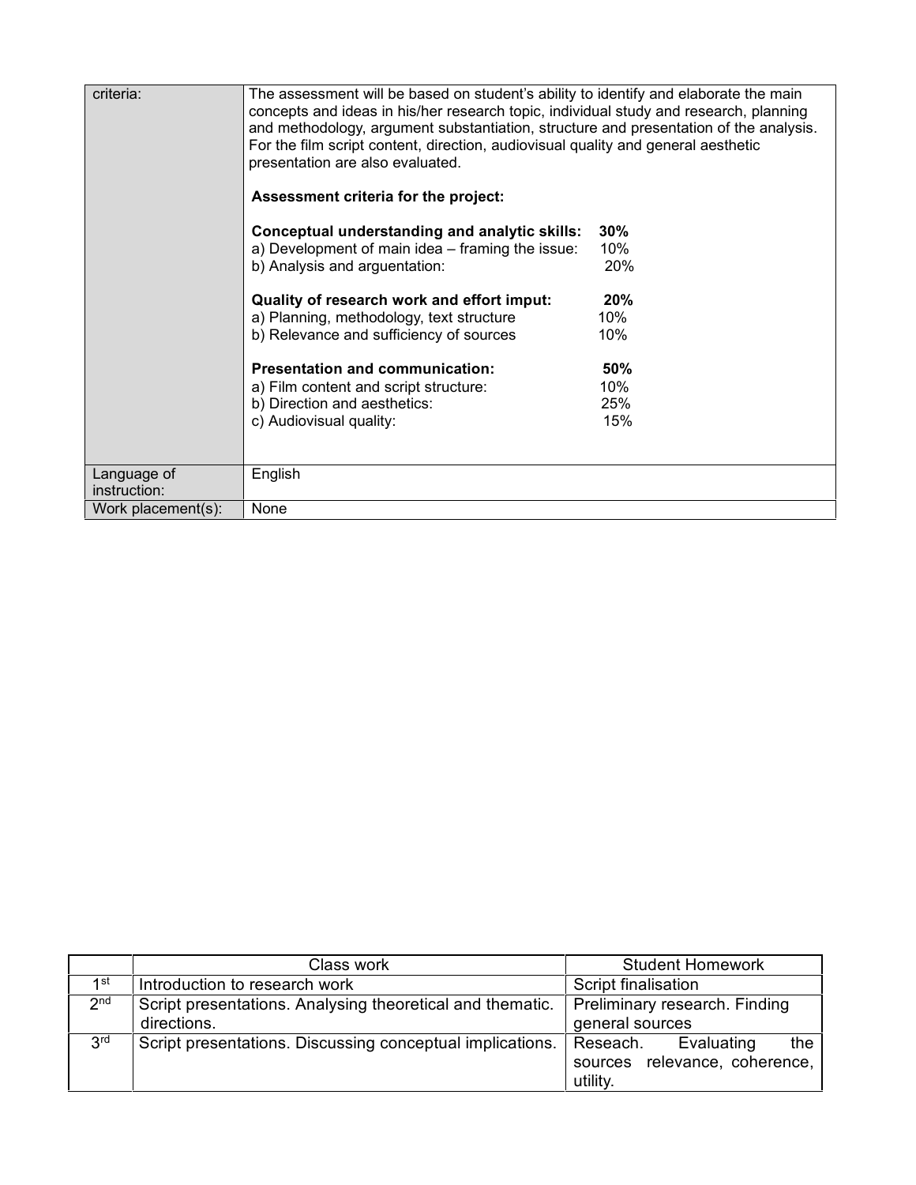| criteria: | The assessment will be based on student's ability to identify and elaborate the main concepts and ideas in his/her research topic, individual study and research, planning and methodology, argument substantiation, structure and presentation of the analysis. For the film script content, direction, audiovisual quality and general aesthetic presentation are also evaluated.<br><br>**Assessment criteria for the project:**<br><br>**Conceptual understanding and analytic skills: 30%**<br>a) Development of main idea – framing the issue: 10%<br>b) Analysis and arguentation: 20%<br><br>**Quality of research work and effort imput: 20%**<br>a) Planning, methodology, text structure 10%<br>b) Relevance and sufficiency of sources 10%<br><br>**Presentation and communication: 50%**<br>a) Film content and script structure: 10%<br>b) Direction and aesthetics: 25%<br>c) Audiovisual quality: 15% |
|---|---|
| Language of instruction: | English |
| Work placement(s): | None |

| | Class work | Student Homework |
|---|---|---|
| 1st | Introduction to research work | Script finalisation |
| 2nd | Script presentations. Analysing theoretical and thematic. directions. | Preliminary research. Finding general sources |
| 3rd | Script presentations. Discussing conceptual implications. | Reseach. Evaluating the sources relevance, coherence, utility. |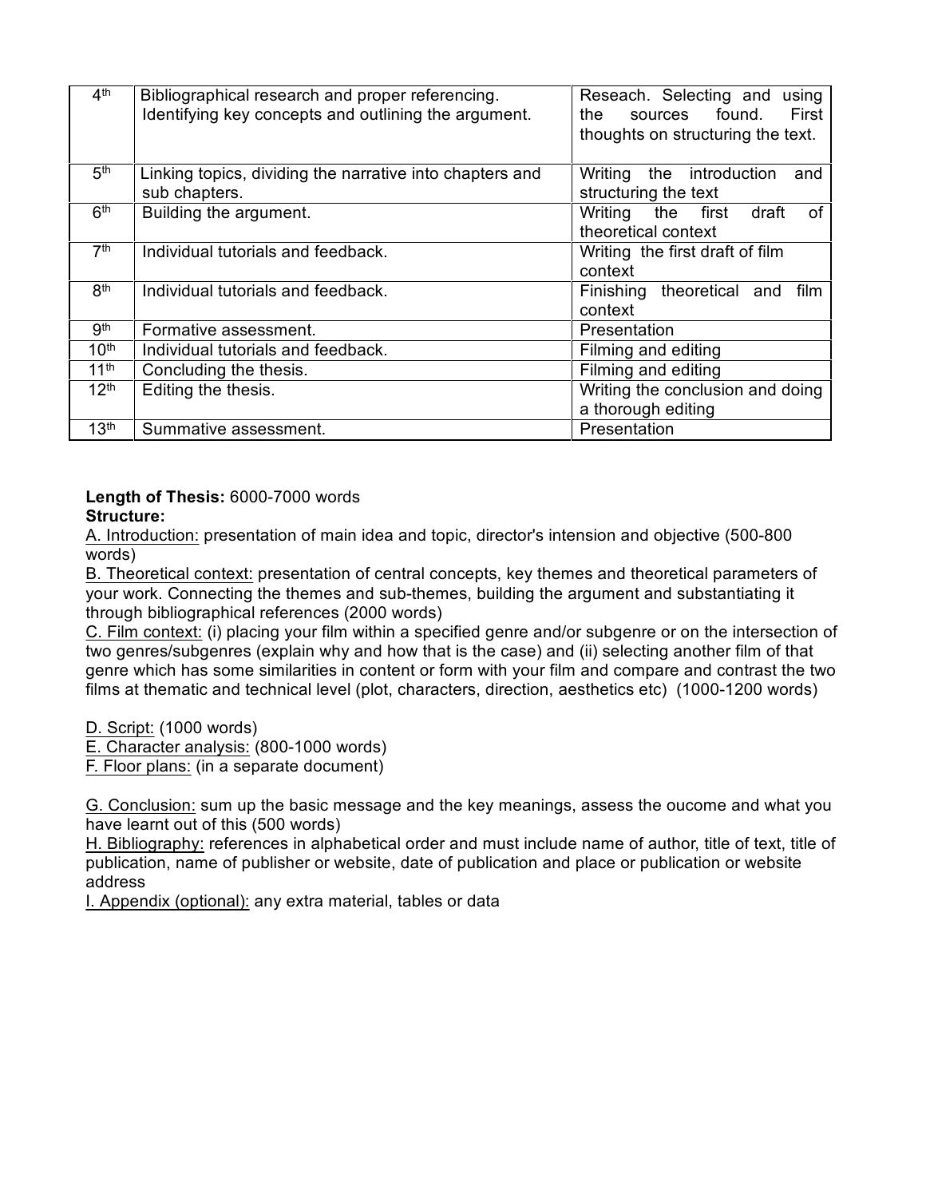| | | |
|---|---|---|
| 4th | Bibliographical research and proper referencing. Identifying key concepts and outlining the argument. | Reseach. Selecting and using the sources found. First thoughts on structuring the text. |
| 5th | Linking topics, dividing the narrative into chapters and sub chapters. | Writing the introduction and structuring the text |
| 6th | Building the argument. | Writing the first draft of theoretical context |
| 7th | Individual tutorials and feedback. | Writing the first draft of film context |
| 8th | Individual tutorials and feedback. | Finishing theoretical and film context |
| 9th | Formative assessment. | Presentation |
| 10th | Individual tutorials and feedback. | Filming and editing |
| 11th | Concluding the thesis. | Filming and editing |
| 12th | Editing the thesis. | Writing the conclusion and doing a thorough editing |
| 13th | Summative assessment. | Presentation |

**Length of Thesis:** 6000-7000 words

**Structure:**

A. Introduction: presentation of main idea and topic, director's intension and objective (500-800 words)

B. Theoretical context: presentation of central concepts, key themes and theoretical parameters of your work. Connecting the themes and sub-themes, building the argument and substantiating it through bibliographical references (2000 words)

C. Film context: (i) placing your film within a specified genre and/or subgenre or on the intersection of two genres/subgenres (explain why and how that is the case) and (ii) selecting another film of that genre which has some similarities in content or form with your film and compare and contrast the two films at thematic and technical level (plot, characters, direction, aesthetics etc) (1000-1200 words)

D. Script: (1000 words)

E. Character analysis: (800-1000 words)

F. Floor plans: (in a separate document)

G. Conclusion: sum up the basic message and the key meanings, assess the oucome and what you have learnt out of this (500 words)

H. Bibliography: references in alphabetical order and must include name of author, title of text, title of publication, name of publisher or website, date of publication and place or publication or website address

I. Appendix (optional): any extra material, tables or data